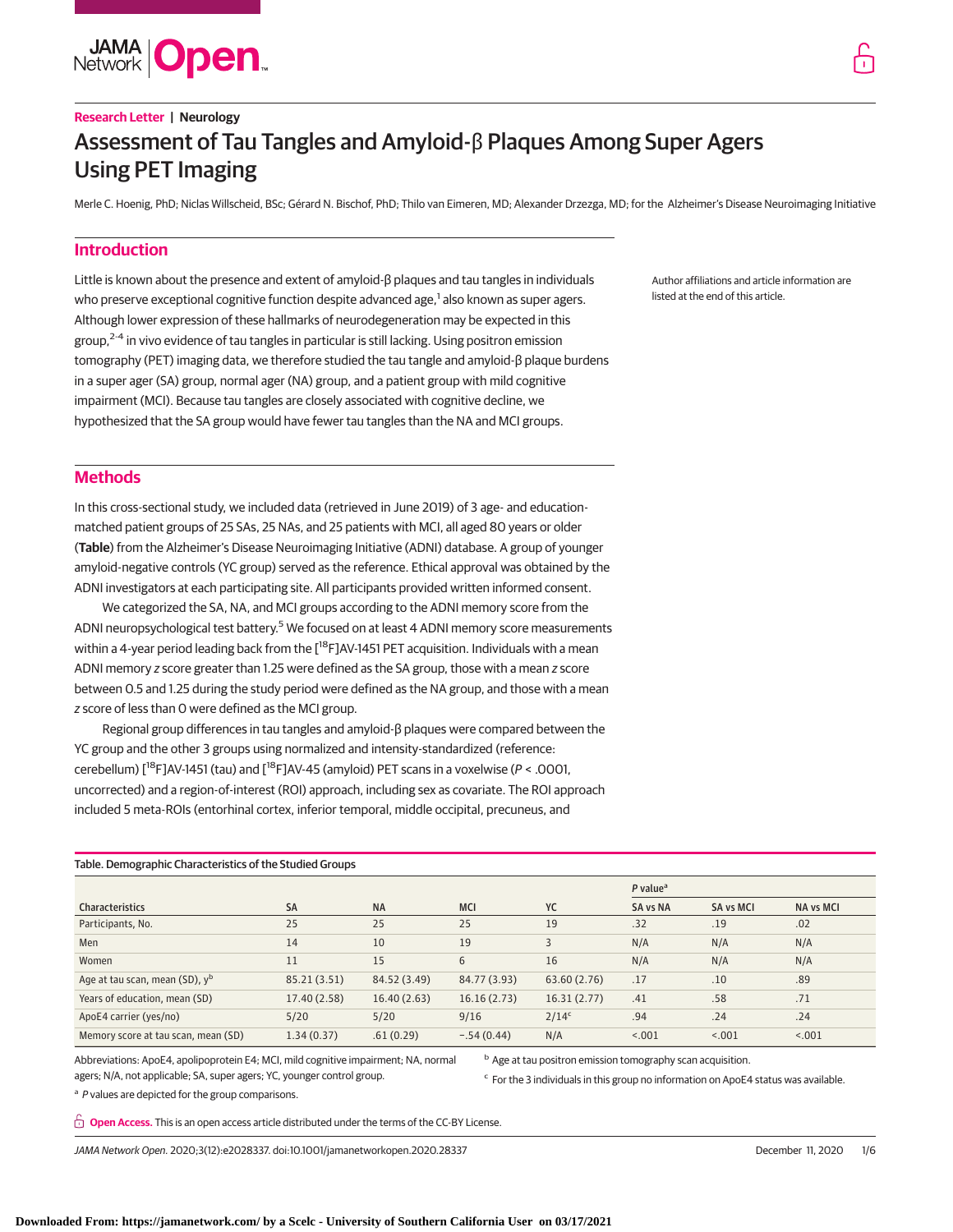Research Letter | Neurology

# Assessment of Tau Tangles and Amyloid-β Plaques Among Super Agers Using PET Imaging

Merle C. Hoenig, PhD; Niclas Willscheid, BSc; Gérard N. Bischof, PhD; Thilo van Eimeren, MD; Alexander Drzezga, MD; for the Alzheimer's Disease Neuroimaging Initiative

Author affiliations and article information are listed at the end of this article.

## Introduction

Little is known about the presence and extent of amyloid-β plaques and tau tangles in individuals who preserve exceptional cognitive function despite advanced age,[1] also known as super agers. Although lower expression of these hallmarks of neurodegeneration may be expected in this group,[2-4] in vivo evidence of tau tangles in particular is still lacking. Using positron emission tomography (PET) imaging data, we therefore studied the tau tangle and amyloid-β plaque burdens in a super ager (SA) group, normal ager (NA) group, and a patient group with mild cognitive impairment (MCI). Because tau tangles are closely associated with cognitive decline, we hypothesized that the SA group would have fewer tau tangles than the NA and MCI groups.

## Methods

In this cross-sectional study, we included data (retrieved in June 2019) of 3 age- and education-matched patient groups of 25 SAs, 25 NAs, and 25 patients with MCI, all aged 80 years or older (**Table**) from the Alzheimer's Disease Neuroimaging Initiative (ADNI) database. A group of younger amyloid-negative controls (YC group) served as the reference. Ethical approval was obtained by the ADNI investigators at each participating site. All participants provided written informed consent.

We categorized the SA, NA, and MCI groups according to the ADNI memory score from the ADNI neuropsychological test battery.[5] We focused on at least 4 ADNI memory score measurements within a 4-year period leading back from the [$^{18}$F]AV-1451 PET acquisition. Individuals with a mean ADNI memory *z* score greater than 1.25 were defined as the SA group, those with a mean *z* score between 0.5 and 1.25 during the study period were defined as the NA group, and those with a mean *z* score of less than 0 were defined as the MCI group.

Regional group differences in tau tangles and amyloid-β plaques were compared between the YC group and the other 3 groups using normalized and intensity-standardized (reference: cerebellum) [$^{18}$F]AV-1451 (tau) and [$^{18}$F]AV-45 (amyloid) PET scans in a voxelwise ($P < .0001$, uncorrected) and a region-of-interest (ROI) approach, including sex as covariate. The ROI approach included 5 meta-ROIs (entorhinal cortex, inferior temporal, middle occipital, precuneus, and

Table. Demographic Characteristics of the Studied Groups

| Characteristics | SA | NA | MCI | YC | *P* value[a] | | |
|---|---|---|---|---|---|---|---|
| | | | | | SA vs NA | SA vs MCI | NA vs MCI |
| Participants, No. | 25 | 25 | 25 | 19 | .32 | .19 | .02 |
| Men | 14 | 10 | 19 | 3 | N/A | N/A | N/A |
| Women | 11 | 15 | 6 | 16 | N/A | N/A | N/A |
| Age at tau scan, mean (SD), y[b] | 85.21 (3.51) | 84.52 (3.49) | 84.77 (3.93) | 63.60 (2.76) | .17 | .10 | .89 |
| Years of education, mean (SD) | 17.40 (2.58) | 16.40 (2.63) | 16.16 (2.73) | 16.31 (2.77) | .41 | .58 | .71 |
| ApoE4 carrier (yes/no) | 5/20 | 5/20 | 9/16 | 2/14[c] | .94 | .24 | .24 |
| Memory score at tau scan, mean (SD) | 1.34 (0.37) | .61 (0.29) | −.54 (0.44) | N/A | <.001 | <.001 | <.001 |

Abbreviations: ApoE4, apolipoprotein E4; MCI, mild cognitive impairment; NA, normal agers; N/A, not applicable; SA, super agers; YC, younger control group.

[a] *P* values are depicted for the group comparisons.

[b] Age at tau positron emission tomography scan acquisition.

[c] For the 3 individuals in this group no information on ApoE4 status was available.

**Open Access.** This is an open access article distributed under the terms of the CC-BY License.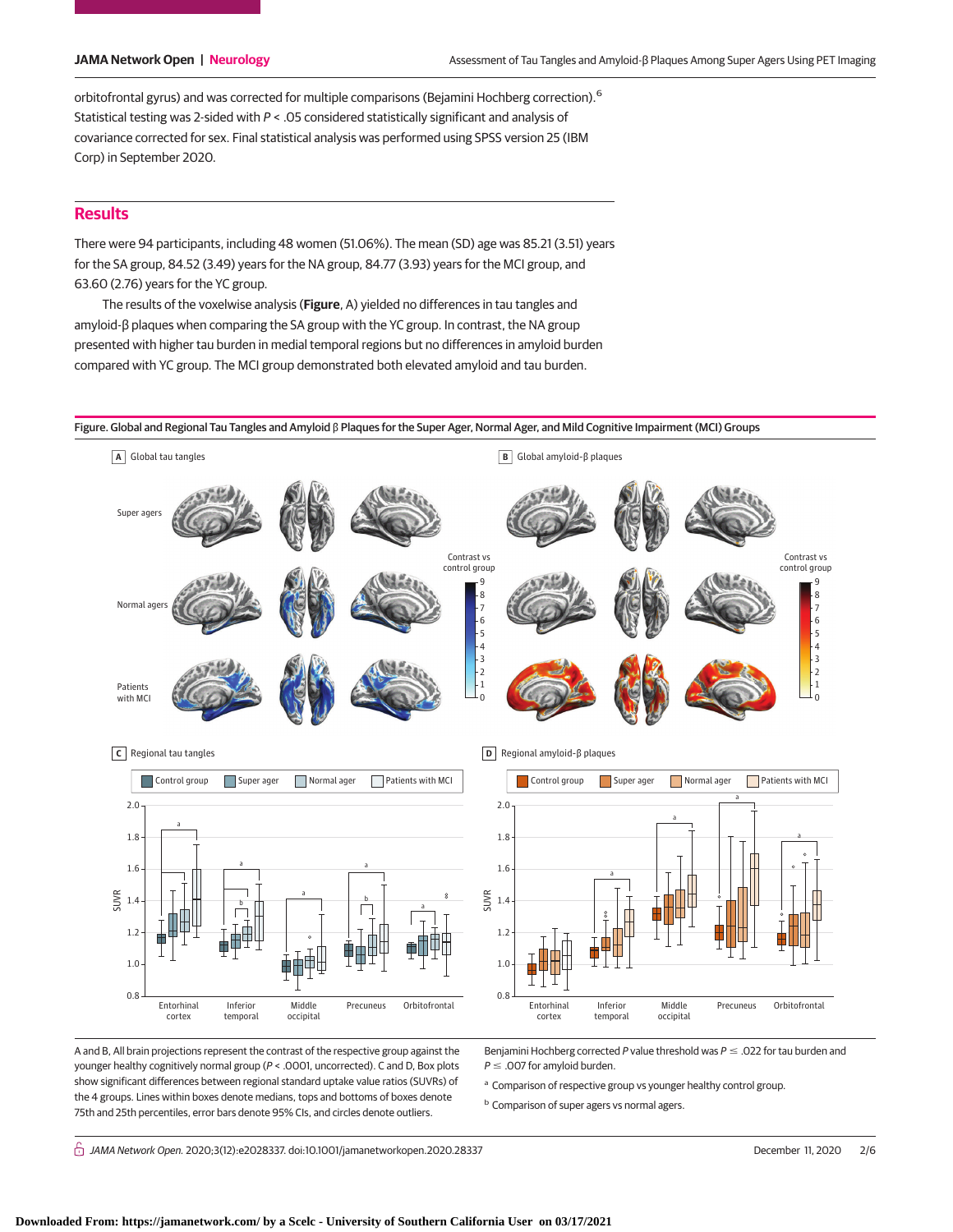orbitofrontal gyrus) and was corrected for multiple comparisons (Bejamini Hochberg correction).[6] Statistical testing was 2-sided with $P < .05$ considered statistically significant and analysis of covariance corrected for sex. Final statistical analysis was performed using SPSS version 25 (IBM Corp) in September 2020.

## Results

There were 94 participants, including 48 women (51.06%). The mean (SD) age was 85.21 (3.51) years for the SA group, 84.52 (3.49) years for the NA group, 84.77 (3.93) years for the MCI group, and 63.60 (2.76) years for the YC group.

The results of the voxelwise analysis (**Figure**, A) yielded no differences in tau tangles and amyloid-β plaques when comparing the SA group with the YC group. In contrast, the NA group presented with higher tau burden in medial temporal regions but no differences in amyloid burden compared with YC group. The MCI group demonstrated both elevated amyloid and tau burden.

Figure. Global and Regional Tau Tangles and Amyloid β Plaques for the Super Ager, Normal Ager, and Mild Cognitive Impairment (MCI) Groups

A and B, All brain projections represent the contrast of the respective group against the younger healthy cognitively normal group ($P < .0001$, uncorrected). C and D, Box plots show significant differences between regional standard uptake value ratios (SUVRs) of the 4 groups. Lines within boxes denote medians, tops and bottoms of boxes denote 75th and 25th percentiles, error bars denote 95% CIs, and circles denote outliers.

Benjamini Hochberg corrected $P$ value threshold was $P \leq .022$ for tau burden and $P \leq .007$ for amyloid burden.

[a] Comparison of respective group vs younger healthy control group.

[b] Comparison of super agers vs normal agers.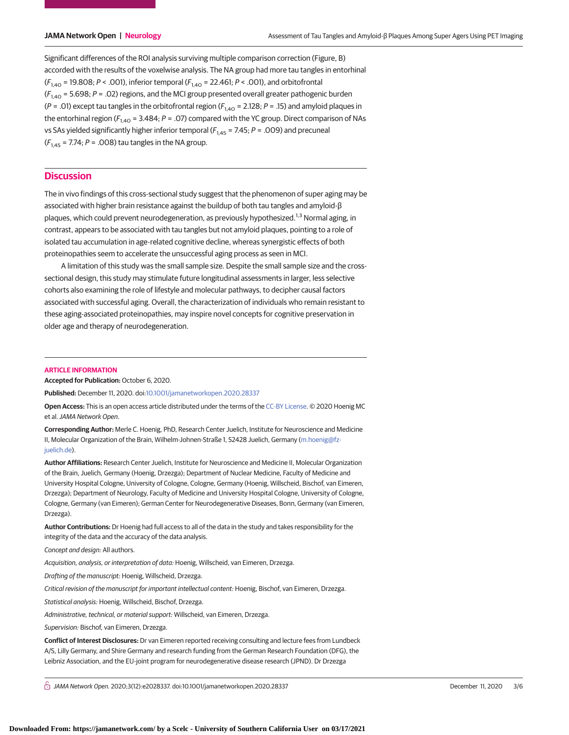Significant differences of the ROI analysis surviving multiple comparison correction (Figure, B) accorded with the results of the voxelwise analysis. The NA group had more tau tangles in entorhinal ($F_{1,40}$ = 19.808; $P$ < .001), inferior temporal ($F_{1,40}$ = 22.461; $P$ < .001), and orbitofrontal ($F_{1,40}$ = 5.698; $P$ = .02) regions, and the MCI group presented overall greater pathogenic burden ($P$ = .01) except tau tangles in the orbitofrontal region ($F_{1,40}$ = 2.128; $P$ = .15) and amyloid plaques in the entorhinal region ($F_{1,40}$ = 3.484; $P$ = .07) compared with the YC group. Direct comparison of NAs vs SAs yielded significantly higher inferior temporal ($F_{1,45}$ = 7.45; $P$ = .009) and precuneal ($F_{1,45}$ = 7.74; $P$ = .008) tau tangles in the NA group.

## Discussion

The in vivo findings of this cross-sectional study suggest that the phenomenon of super aging may be associated with higher brain resistance against the buildup of both tau tangles and amyloid-β plaques, which could prevent neurodegeneration, as previously hypothesized.[1,3] Normal aging, in contrast, appears to be associated with tau tangles but not amyloid plaques, pointing to a role of isolated tau accumulation in age-related cognitive decline, whereas synergistic effects of both proteinopathies seem to accelerate the unsuccessful aging process as seen in MCI.

A limitation of this study was the small sample size. Despite the small sample size and the cross-sectional design, this study may stimulate future longitudinal assessments in larger, less selective cohorts also examining the role of lifestyle and molecular pathways, to decipher causal factors associated with successful aging. Overall, the characterization of individuals who remain resistant to these aging-associated proteinopathies, may inspire novel concepts for cognitive preservation in older age and therapy of neurodegeneration.

### ARTICLE INFORMATION

**Accepted for Publication:** October 6, 2020.

**Published:** December 11, 2020. doi:10.1001/jamanetworkopen.2020.28337

**Open Access:** This is an open access article distributed under the terms of the CC-BY License. © 2020 Hoenig MC et al. *JAMA Network Open*.

**Corresponding Author:** Merle C. Hoenig, PhD, Research Center Juelich, Institute for Neuroscience and Medicine II, Molecular Organization of the Brain, Wilhelm-Johnen-Straße 1, 52428 Juelich, Germany (m.hoenig@fz-juelich.de).

**Author Affiliations:** Research Center Juelich, Institute for Neuroscience and Medicine II, Molecular Organization of the Brain, Juelich, Germany (Hoenig, Drzezga); Department of Nuclear Medicine, Faculty of Medicine and University Hospital Cologne, University of Cologne, Cologne, Germany (Hoenig, Willscheid, Bischof, van Eimeren, Drzezga); Department of Neurology, Faculty of Medicine and University Hospital Cologne, University of Cologne, Cologne, Germany (van Eimeren); German Center for Neurodegenerative Diseases, Bonn, Germany (van Eimeren, Drzezga).

**Author Contributions:** Dr Hoenig had full access to all of the data in the study and takes responsibility for the integrity of the data and the accuracy of the data analysis.

*Concept and design:* All authors.

*Acquisition, analysis, or interpretation of data:* Hoenig, Willscheid, van Eimeren, Drzezga.

*Drafting of the manuscript:* Hoenig, Willscheid, Drzezga.

*Critical revision of the manuscript for important intellectual content:* Hoenig, Bischof, van Eimeren, Drzezga.

*Statistical analysis:* Hoenig, Willscheid, Bischof, Drzezga.

*Administrative, technical, or material support:* Willscheid, van Eimeren, Drzezga.

*Supervision:* Bischof, van Eimeren, Drzezga.

**Conflict of Interest Disclosures:** Dr van Eimeren reported receiving consulting and lecture fees from Lundbeck A/S, Lilly Germany, and Shire Germany and research funding from the German Research Foundation (DFG), the Leibniz Association, and the EU-joint program for neurodegenerative disease research (JPND). Dr Drzezga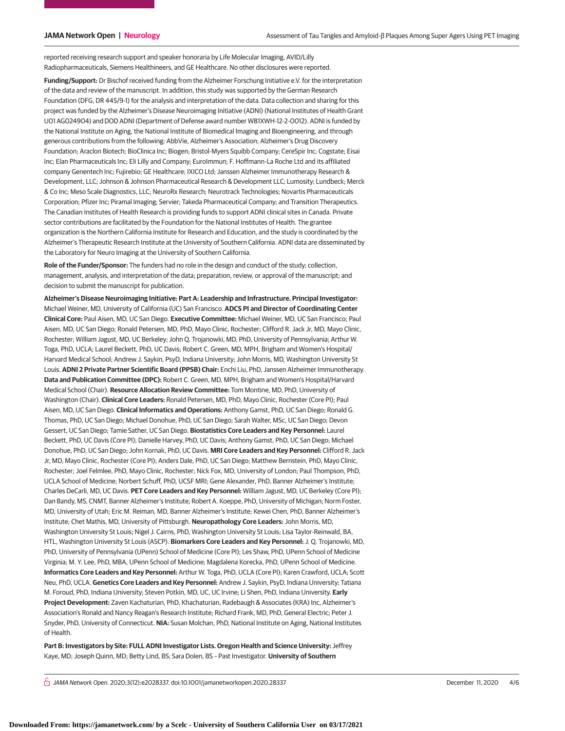reported receiving research support and speaker honoraria by Life Molecular Imaging, AVID/Lilly Radiopharmaceuticals, Siemens Healthineers, and GE Healthcare. No other disclosures were reported.

**Funding/Support:** Dr Bischof received funding from the Alzheimer Forschung Initiative e.V. for the interpretation of the data and review of the manuscript. In addition, this study was supported by the German Research Foundation (DFG, DR 445/9-1) for the analysis and interpretation of the data. Data collection and sharing for this project was funded by the Alzheimer's Disease Neuroimaging Initiative (ADNI) (National Institutes of Health Grant U01 AG024904) and DOD ADNI (Department of Defense award number W81XWH-12-2-0012). ADNI is funded by the National Institute on Aging, the National Institute of Biomedical Imaging and Bioengineering, and through generous contributions from the following: AbbVie, Alzheimer's Association; Alzheimer's Drug Discovery Foundation; Araclon Biotech; BioClinica Inc; Biogen; Bristol-Myers Squibb Company; CereSpir Inc; Cogstate; Eisai Inc; Elan Pharmaceuticals Inc; Eli Lilly and Company; EuroImmun; F. Hoffmann-La Roche Ltd and its affiliated company Genentech Inc; Fujirebio; GE Healthcare; IXICO Ltd; Janssen Alzheimer Immunotherapy Research & Development, LLC; Johnson & Johnson Pharmaceutical Research & Development LLC; Lumosity; Lundbeck; Merck & Co Inc; Meso Scale Diagnostics, LLC; NeuroRx Research; Neurotrack Technologies; Novartis Pharmaceuticals Corporation; Pfizer Inc; Piramal Imaging; Servier; Takeda Pharmaceutical Company; and Transition Therapeutics. The Canadian Institutes of Health Research is providing funds to support ADNI clinical sites in Canada. Private sector contributions are facilitated by the Foundation for the National Institutes of Health. The grantee organization is the Northern California Institute for Research and Education, and the study is coordinated by the Alzheimer's Therapeutic Research Institute at the University of Southern California. ADNI data are disseminated by the Laboratory for Neuro Imaging at the University of Southern California.

**Role of the Funder/Sponsor:** The funders had no role in the design and conduct of the study; collection, management, analysis, and interpretation of the data; preparation, review, or approval of the manuscript; and decision to submit the manuscript for publication.

**Alzheimer's Disease Neuroimaging Initiative: Part A: Leadership and Infrastructure. Principal Investigator:** Michael Weiner, MD, University of California (UC) San Francisco. **ADCS PI and Director of Coordinating Center Clinical Core:** Paul Aisen, MD, UC San Diego. **Executive Committee:** Michael Weiner, MD, UC San Francisco; Paul Aisen, MD, UC San Diego; Ronald Petersen, MD, PhD, Mayo Clinic, Rochester; Clifford R. Jack Jr, MD, Mayo Clinic, Rochester; William Jagust, MD, UC Berkeley; John Q. Trojanowki, MD, PhD, University of Pennsylvania; Arthur W. Toga, PhD, UCLA; Laurel Beckett, PhD, UC Davis; Robert C. Green, MD, MPH, Brigham and Women's Hospital/Harvard Medical School; Andrew J. Saykin, PsyD, Indiana University; John Morris, MD, Washington University St Louis. **ADNI 2 Private Partner Scientific Board (PPSB) Chair:** Enchi Liu, PhD, Janssen Alzheimer Immunotherapy. **Data and Publication Committee (DPC):** Robert C. Green, MD, MPH, Brigham and Women's Hospital/Harvard Medical School (Chair). **Resource Allocation Review Committee:** Tom Montine, MD, PhD, University of Washington (Chair). **Clinical Core Leaders:** Ronald Petersen, MD, PhD, Mayo Clinic, Rochester (Core PI); Paul Aisen, MD, UC San Diego. **Clinical Informatics and Operations:** Anthony Gamst, PhD, UC San Diego; Ronald G. Thomas, PhD, UC San Diego; Michael Donohue, PhD, UC San Diego; Sarah Walter, MSc, UC San Diego; Devon Gessert, UC San Diego; Tamie Sather, UC San Diego. **Biostatistics Core Leaders and Key Personnel:** Laurel Beckett, PhD, UC Davis (Core PI); Danielle Harvey, PhD, UC Davis; Anthony Gamst, PhD, UC San Diego; Michael Donohue, PhD, UC San Diego; John Kornak, PhD, UC Davis. **MRI Core Leaders and Key Personnel:** Clifford R. Jack Jr, MD, Mayo Clinic, Rochester (Core PI); Anders Dale, PhD, UC San Diego; Matthew Bernstein, PhD, Mayo Clinic, Rochester; Joel Felmlee, PhD, Mayo Clinic, Rochester; Nick Fox, MD, University of London; Paul Thompson, PhD, UCLA School of Medicine; Norbert Schuff, PhD, UCSF MRI; Gene Alexander, PhD, Banner Alzheimer's Institute; Charles DeCarli, MD, UC Davis. **PET Core Leaders and Key Personnel:** William Jagust, MD, UC Berkeley (Core PI); Dan Bandy, MS, CNMT, Banner Alzheimer's Institute; Robert A. Koeppe, PhD, University of Michigan; Norm Foster, MD, University of Utah; Eric M. Reiman, MD, Banner Alzheimer's Institute; Kewei Chen, PhD, Banner Alzheimer's Institute; Chet Mathis, MD, University of Pittsburgh. **Neuropathology Core Leaders:** John Morris, MD, Washington University St Louis; Nigel J. Cairns, PhD, Washington University St Louis; Lisa Taylor-Reinwald, BA, HTL, Washington University St Louis (ASCP). **Biomarkers Core Leaders and Key Personnel:** J. Q. Trojanowki, MD, PhD, University of Pennsylvania (UPenn) School of Medicine (Core PI); Les Shaw, PhD, UPenn School of Medicine Virginia; M. Y. Lee, PhD, MBA, UPenn School of Medicine; Magdalena Korecka, PhD, UPenn School of Medicine. **Informatics Core Leaders and Key Personnel:** Arthur W. Toga, PhD, UCLA (Core PI); Karen Crawford, UCLA; Scott Neu, PhD, UCLA. **Genetics Core Leaders and Key Personnel:** Andrew J. Saykin, PsyD, Indiana University; Tatiana M. Foroud, PhD, Indiana University; Steven Potkin, MD, UC, UC Irvine; Li Shen, PhD, Indiana University. **Early Project Development:** Zaven Kachaturian, PhD, Khachaturian, Radebaugh & Associates (KRA) Inc, Alzheimer's Association's Ronald and Nancy Reagan's Research Institute; Richard Frank, MD, PhD, General Electric; Peter J. Snyder, PhD, University of Connecticut. **NIA:** Susan Molchan, PhD, National Institute on Aging, National Institutes of Health.

**Part B: Investigators by Site: FULL ADNI Investigator Lists. Oregon Health and Science University:** Jeffrey Kaye, MD; Joseph Quinn, MD; Betty Lind, BS; Sara Dolen, BS – Past Investigator. **University of Southern**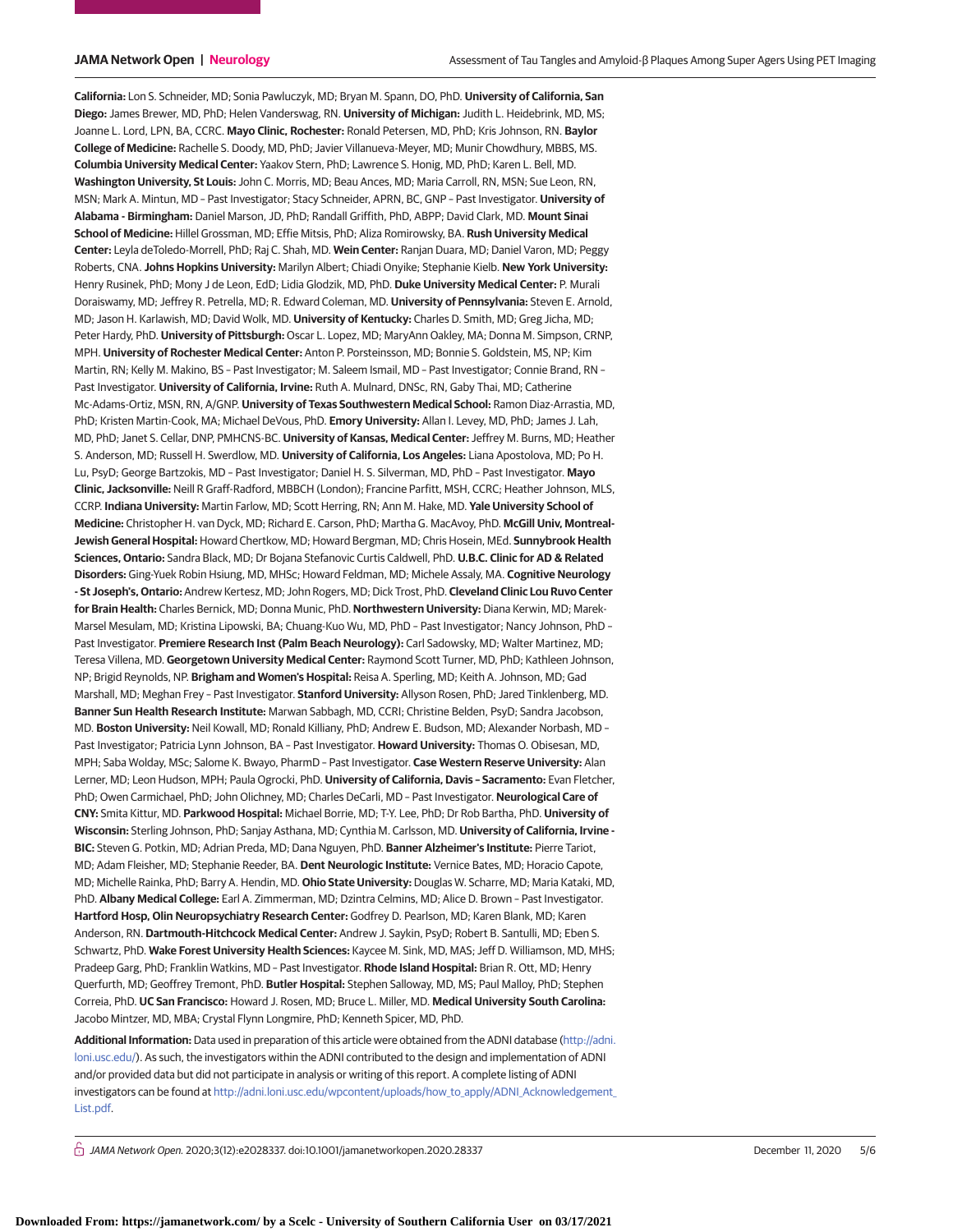**California:** Lon S. Schneider, MD; Sonia Pawluczyk, MD; Bryan M. Spann, DO, PhD. **University of California, San Diego:** James Brewer, MD, PhD; Helen Vanderswag, RN. **University of Michigan:** Judith L. Heidebrink, MD, MS; Joanne L. Lord, LPN, BA, CCRC. **Mayo Clinic, Rochester:** Ronald Petersen, MD, PhD; Kris Johnson, RN. **Baylor College of Medicine:** Rachelle S. Doody, MD, PhD; Javier Villanueva-Meyer, MD; Munir Chowdhury, MBBS, MS. **Columbia University Medical Center:** Yaakov Stern, PhD; Lawrence S. Honig, MD, PhD; Karen L. Bell, MD. **Washington University, St Louis:** John C. Morris, MD; Beau Ances, MD; Maria Carroll, RN, MSN; Sue Leon, RN, MSN; Mark A. Mintun, MD – Past Investigator; Stacy Schneider, APRN, BC, GNP – Past Investigator. **University of Alabama - Birmingham:** Daniel Marson, JD, PhD; Randall Griffith, PhD, ABPP; David Clark, MD. **Mount Sinai School of Medicine:** Hillel Grossman, MD; Effie Mitsis, PhD; Aliza Romirowsky, BA. **Rush University Medical Center:** Leyla deToledo-Morrell, PhD; Raj C. Shah, MD. **Wein Center:** Ranjan Duara, MD; Daniel Varon, MD; Peggy Roberts, CNA. **Johns Hopkins University:** Marilyn Albert; Chiadi Onyike; Stephanie Kielb. **New York University:** Henry Rusinek, PhD; Mony J de Leon, EdD; Lidia Glodzik, MD, PhD. **Duke University Medical Center:** P. Murali Doraiswamy, MD; Jeffrey R. Petrella, MD; R. Edward Coleman, MD. **University of Pennsylvania:** Steven E. Arnold, MD; Jason H. Karlawish, MD; David Wolk, MD. **University of Kentucky:** Charles D. Smith, MD; Greg Jicha, MD; Peter Hardy, PhD. **University of Pittsburgh:** Oscar L. Lopez, MD; MaryAnn Oakley, MA; Donna M. Simpson, CRNP, MPH. **University of Rochester Medical Center:** Anton P. Porsteinsson, MD; Bonnie S. Goldstein, MS, NP; Kim Martin, RN; Kelly M. Makino, BS – Past Investigator; M. Saleem Ismail, MD – Past Investigator; Connie Brand, RN – Past Investigator. **University of California, Irvine:** Ruth A. Mulnard, DNSc, RN; Gaby Thai, MD; Catherine Mc-Adams-Ortiz, MSN, RN, A/GNP. **University of Texas Southwestern Medical School:** Ramon Diaz-Arrastia, MD, PhD; Kristen Martin-Cook, MA; Michael DeVous, PhD. **Emory University:** Allan I. Levey, MD, PhD; James J. Lah, MD, PhD; Janet S. Cellar, DNP, PMHCNS-BC. **University of Kansas, Medical Center:** Jeffrey M. Burns, MD; Heather S. Anderson, MD; Russell H. Swerdlow, MD. **University of California, Los Angeles:** Liana Apostolova, MD; Po H. Lu, PsyD; George Bartzokis, MD – Past Investigator; Daniel H. S. Silverman, MD, PhD – Past Investigator. **Mayo Clinic, Jacksonville:** Neill R Graff-Radford, MBBCH (London); Francine Parfitt, MSH, CCRC; Heather Johnson, MLS, CCRP. **Indiana University:** Martin Farlow, MD; Scott Herring, RN; Ann M. Hake, MD. **Yale University School of Medicine:** Christopher H. van Dyck, MD; Richard E. Carson, PhD; Martha G. MacAvoy, PhD. **McGill Univ, Montreal-Jewish General Hospital:** Howard Chertkow, MD; Howard Bergman, MD; Chris Hosein, MEd. **Sunnybrook Health Sciences, Ontario:** Sandra Black, MD; Dr Bojana Stefanovic Curtis Caldwell, PhD. **U.B.C. Clinic for AD & Related Disorders:** Ging-Yuek Robin Hsiung, MD, MHSc; Howard Feldman, MD; Michele Assaly, MA. **Cognitive Neurology - St Joseph's, Ontario:** Andrew Kertesz, MD; John Rogers, MD; Dick Trost, PhD. **Cleveland Clinic Lou Ruvo Center for Brain Health:** Charles Bernick, MD; Donna Munic, PhD. **Northwestern University:** Diana Kerwin, MD; Marek-Marsel Mesulam, MD; Kristina Lipowski, BA; Chuang-Kuo Wu, MD, PhD – Past Investigator; Nancy Johnson, PhD – Past Investigator. **Premiere Research Inst (Palm Beach Neurology):** Carl Sadowsky, MD; Walter Martinez, MD; Teresa Villena, MD. **Georgetown University Medical Center:** Raymond Scott Turner, MD, PhD; Kathleen Johnson, NP; Brigid Reynolds, NP. **Brigham and Women's Hospital:** Reisa A. Sperling, MD; Keith A. Johnson, MD; Gad Marshall, MD; Meghan Frey – Past Investigator. **Stanford University:** Allyson Rosen, PhD; Jared Tinklenberg, MD. **Banner Sun Health Research Institute:** Marwan Sabbagh, MD, CCRI; Christine Belden, PsyD; Sandra Jacobson, MD. **Boston University:** Neil Kowall, MD; Ronald Killiany, PhD; Andrew E. Budson, MD; Alexander Norbash, MD – Past Investigator; Patricia Lynn Johnson, BA – Past Investigator. **Howard University:** Thomas O. Obisesan, MD, MPH; Saba Wolday, MSc; Salome K. Bwayo, PharmD – Past Investigator. **Case Western Reserve University:** Alan Lerner, MD; Leon Hudson, MPH; Paula Ogrocki, PhD. **University of California, Davis – Sacramento:** Evan Fletcher, PhD; Owen Carmichael, PhD; John Olichney, MD; Charles DeCarli, MD – Past Investigator. **Neurological Care of CNY:** Smita Kittur, MD. **Parkwood Hospital:** Michael Borrie, MD; T-Y. Lee, PhD; Dr Rob Bartha, PhD. **University of Wisconsin:** Sterling Johnson, PhD; Sanjay Asthana, MD; Cynthia M. Carlsson, MD. **University of California, Irvine - BIC:** Steven G. Potkin, MD; Adrian Preda, MD; Dana Nguyen, PhD. **Banner Alzheimer's Institute:** Pierre Tariot, MD; Adam Fleisher, MD; Stephanie Reeder, BA. **Dent Neurologic Institute:** Vernice Bates, MD; Horacio Capote, MD; Michelle Rainka, PhD; Barry A. Hendin, MD. **Ohio State University:** Douglas W. Scharre, MD; Maria Kataki, MD, PhD. **Albany Medical College:** Earl A. Zimmerman, MD; Dzintra Celmins, MD; Alice D. Brown – Past Investigator. **Hartford Hosp, Olin Neuropsychiatry Research Center:** Godfrey D. Pearlson, MD; Karen Blank, MD; Karen Anderson, RN. **Dartmouth-Hitchcock Medical Center:** Andrew J. Saykin, PsyD; Robert B. Santulli, MD; Eben S. Schwartz, PhD. **Wake Forest University Health Sciences:** Kaycee M. Sink, MD, MAS; Jeff D. Williamson, MD, MHS; Pradeep Garg, PhD; Franklin Watkins, MD – Past Investigator. **Rhode Island Hospital:** Brian R. Ott, MD; Henry Querfurth, MD; Geoffrey Tremont, PhD. **Butler Hospital:** Stephen Salloway, MD, MS; Paul Malloy, PhD; Stephen Correia, PhD. **UC San Francisco:** Howard J. Rosen, MD; Bruce L. Miller, MD. **Medical University South Carolina:** Jacobo Mintzer, MD, MBA; Crystal Flynn Longmire, PhD; Kenneth Spicer, MD, PhD.

**Additional Information:** Data used in preparation of this article were obtained from the ADNI database (http://adni.loni.usc.edu/). As such, the investigators within the ADNI contributed to the design and implementation of ADNI and/or provided data but did not participate in analysis or writing of this report. A complete listing of ADNI investigators can be found at http://adni.loni.usc.edu/wpcontent/uploads/how_to_apply/ADNI_Acknowledgement_List.pdf.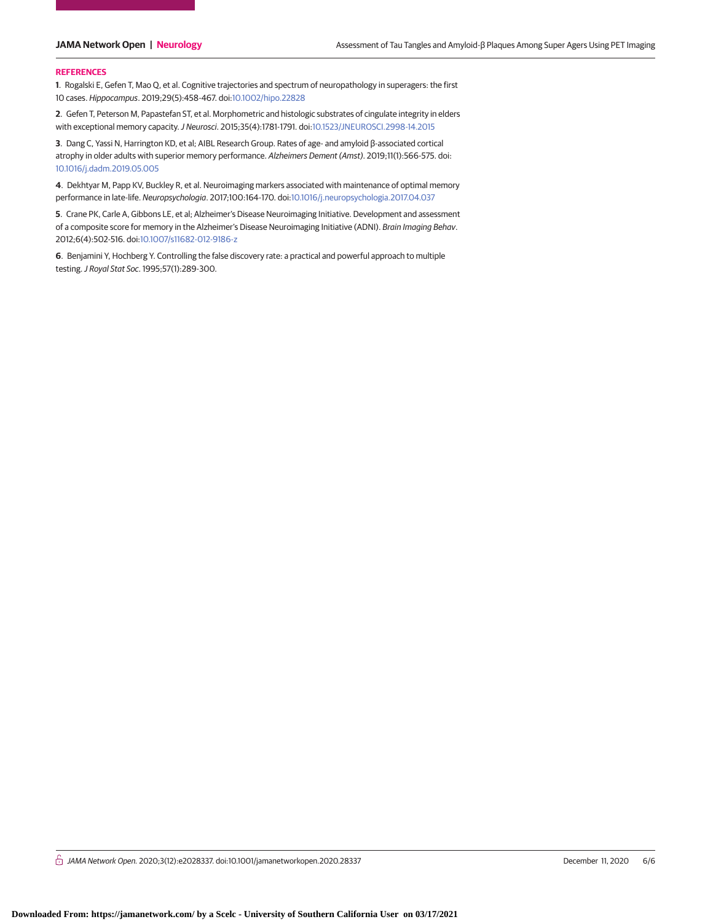## REFERENCES

**1**. Rogalski E, Gefen T, Mao Q, et al. Cognitive trajectories and spectrum of neuropathology in superagers: the first 10 cases. *Hippocampus*. 2019;29(5):458-467. doi:10.1002/hipo.22828

**2**. Gefen T, Peterson M, Papastefan ST, et al. Morphometric and histologic substrates of cingulate integrity in elders with exceptional memory capacity. *J Neurosci*. 2015;35(4):1781-1791. doi:10.1523/JNEUROSCI.2998-14.2015

**3**. Dang C, Yassi N, Harrington KD, et al; AIBL Research Group. Rates of age- and amyloid β-associated cortical atrophy in older adults with superior memory performance. *Alzheimers Dement (Amst)*. 2019;11(1):566-575. doi:10.1016/j.dadm.2019.05.005

**4**. Dekhtyar M, Papp KV, Buckley R, et al. Neuroimaging markers associated with maintenance of optimal memory performance in late-life. *Neuropsychologia*. 2017;100:164-170. doi:10.1016/j.neuropsychologia.2017.04.037

**5**. Crane PK, Carle A, Gibbons LE, et al; Alzheimer's Disease Neuroimaging Initiative. Development and assessment of a composite score for memory in the Alzheimer's Disease Neuroimaging Initiative (ADNI). *Brain Imaging Behav*. 2012;6(4):502-516. doi:10.1007/s11682-012-9186-z

**6**. Benjamini Y, Hochberg Y. Controlling the false discovery rate: a practical and powerful approach to multiple testing. *J Royal Stat Soc*. 1995;57(1):289-300.